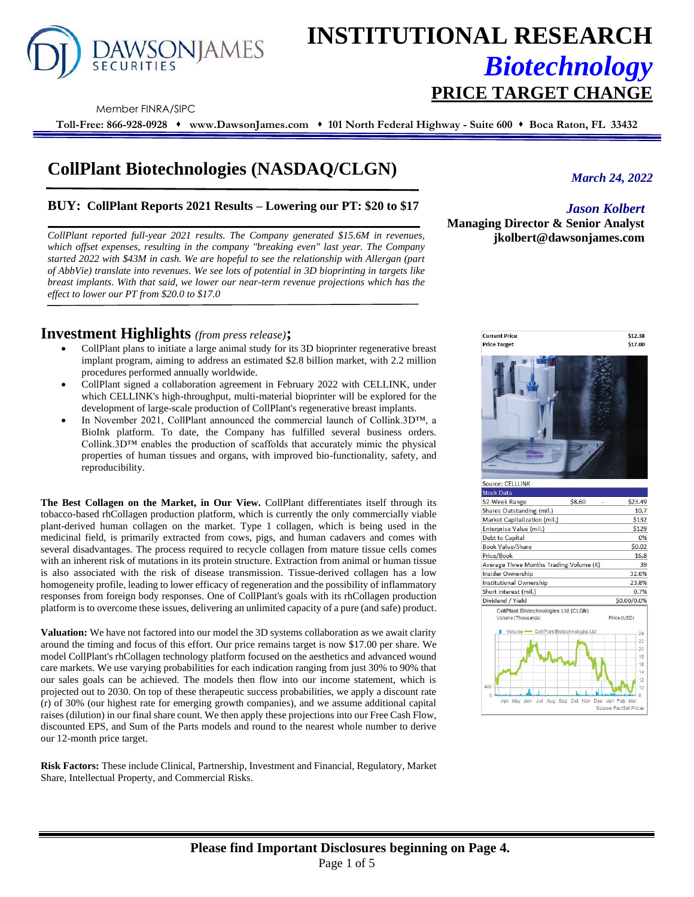# INSTITUTIONAL RESEARCH

## *Biotechnology*

## PRICE TARGET CHANGE

DAWSON JAMES SECURITIES

Member FINRA/SIPC

**Toll-Free: 866-928-0928 ♦ www.DawsonJames.com ♦ 101 North Federal Highway - Suite 600 ♦ Boca Raton, FL 33432**

# CollPlant Biotechnologies (NASDAQ/CLGN)

*March 24, 2022*

### BUY: CollPlant Reports 2021 Results – Lowering our PT: $20 to $17

***Jason Kolbert***
**Managing Director & Senior Analyst**
**jkolbert@dawsonjames.com**

*CollPlant reported full-year 2021 results. The Company generated $15.6M in revenues, which offset expenses, resulting in the company "breaking even" last year. The Company started 2022 with $43M in cash. We are hopeful to see the relationship with Allergan (part of AbbVie) translate into revenues. We see lots of potential in 3D bioprinting in targets like breast implants. With that said, we lower our near-term revenue projections which has the effect to lower our PT from $20.0 to $17.0*

## Investment Highlights *(from press release)*;

- CollPlant plans to initiate a large animal study for its 3D bioprinter regenerative breast implant program, aiming to address an estimated $2.8 billion market, with 2.2 million procedures performed annually worldwide.
- CollPlant signed a collaboration agreement in February 2022 with CELLINK, under which CELLINK's high-throughput, multi-material bioprinter will be explored for the development of large-scale production of CollPlant's regenerative breast implants.
- In November 2021, CollPlant announced the commercial launch of Collink.3D™, a BioInk platform. To date, the Company has fulfilled several business orders. Collink.3D™ enables the production of scaffolds that accurately mimic the physical properties of human tissues and organs, with improved bio-functionality, safety, and reproducibility.

**The Best Collagen on the Market, in Our View.** CollPlant differentiates itself through its tobacco-based rhCollagen production platform, which is currently the only commercially viable plant-derived human collagen on the market. Type 1 collagen, which is being used in the medicinal field, is primarily extracted from cows, pigs, and human cadavers and comes with several disadvantages. The process required to recycle collagen from mature tissue cells comes with an inherent risk of mutations in its protein structure. Extraction from animal or human tissue is also associated with the risk of disease transmission. Tissue-derived collagen has a low homogeneity profile, leading to lower efficacy of regeneration and the possibility of inflammatory responses from foreign body responses. One of CollPlant's goals with its rhCollagen production platform is to overcome these issues, delivering an unlimited capacity of a pure (and safe) product.

**Valuation:** We have not factored into our model the 3D systems collaboration as we await clarity around the timing and focus of this effort. Our price remains target is now $17.00 per share. We model CollPlant's rhCollagen technology platform focused on the aesthetics and advanced wound care markets. We use varying probabilities for each indication ranging from just 30% to 90% that our sales goals can be achieved. The models then flow into our income statement, which is projected out to 2030. On top of these therapeutic success probabilities, we apply a discount rate (r) of 30% (our highest rate for emerging growth companies), and we assume additional capital raises (dilution) in our final share count. We then apply these projections into our Free Cash Flow, discounted EPS, and Sum of the Parts models and round to the nearest whole number to derive our 12-month price target.

**Risk Factors:** These include Clinical, Partnership, Investment and Financial, Regulatory, Market Share, Intellectual Property, and Commercial Risks.

| | |
|---|---|
| **Current Price** | **$12.38** |
| **Price Target** | **$17.00** |

Source: CELLLINK

| Stock Data | | |
|---|---|---|
| 52-Week Range | $8.60 - | $23.49 |
| Shares Outstanding (mil.) | | 10.7 |
| Market Capitalization (mil.) | | $132 |
| Enterprise Value (mil.) | | $129 |
| Debt to Capital | | 0% |
| Book Value/Share | | $0.02 |
| Price/Book | | 16.8 |
| Average Three Months Trading Volume (K) | | 39 |
| Insider Ownership | | 32.6% |
| Institutional Ownership | | 23.8% |
| Short interest (mil.) | | 0.7% |
| Dividend / Yield | | $0.00/0.0% |

CollPlant Biotechnologies Ltd (CLGN)

Source: FactSet Prices

**Please find Important Disclosures beginning on Page 4.**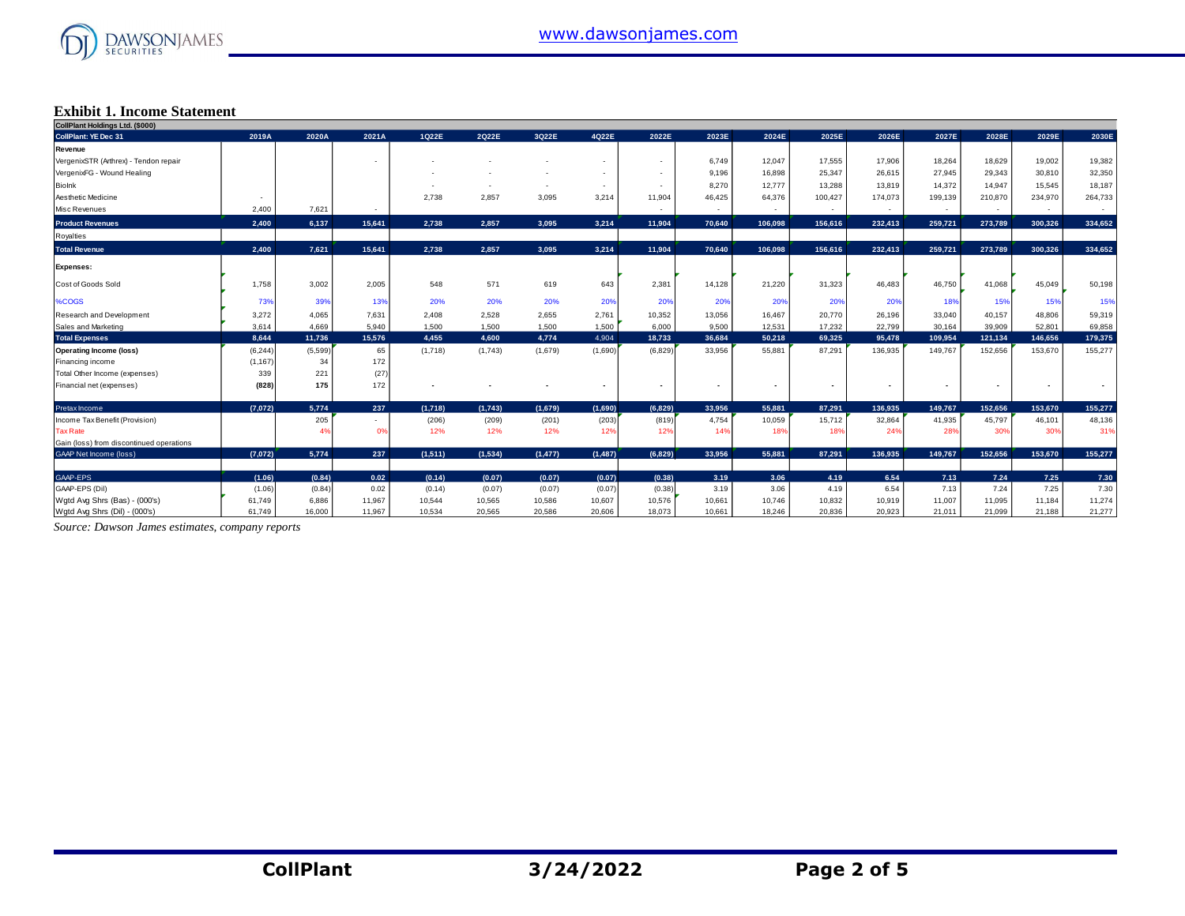## Exhibit 1. Income Statement

| CollPlant Holdings Ltd. ($000) | | | | | | | | | | | | | | | | |
|---|---|---|---|---|---|---|---|---|---|---|---|---|---|---|---|---|
| **CollPlant: YE Dec 31** | **2019A** | **2020A** | **2021A** | **1Q22E** | **2Q22E** | **3Q22E** | **4Q22E** | **2022E** | **2023E** | **2024E** | **2025E** | **2026E** | **2027E** | **2028E** | **2029E** | **2030E** |
| **Revenue** | | | | | | | | | | | | | | | | |
| VergenixSTR (Arthrex) - Tendon repair | | | - | - | - | - | - | - | 6,749 | 12,047 | 17,555 | 17,906 | 18,264 | 18,629 | 19,002 | 19,382 |
| VergenixFG - Wound Healing | | | | - | - | - | - | - | 9,196 | 16,898 | 25,347 | 26,615 | 27,945 | 29,343 | 30,810 | 32,350 |
| BioInk | | | | - | - | - | - | - | 8,270 | 12,777 | 13,288 | 13,819 | 14,372 | 14,947 | 15,545 | 18,187 |
| Aesthetic Medicine | - | | | 2,738 | 2,857 | 3,095 | 3,214 | 11,904 | 46,425 | 64,376 | 100,427 | 174,073 | 199,139 | 210,870 | 234,970 | 264,733 |
| Misc Revenues | 2,400 | 7,621 | - | | | | | - | - | - | - | - | - | - | - | - |
| **Product Revenues** | **2,400** | **6,137** | **15,641** | **2,738** | **2,857** | **3,095** | **3,214** | **11,904** | **70,640** | **106,098** | **156,616** | **232,413** | **259,721** | **273,789** | **300,326** | **334,652** |
| Royalties | | | | | | | | | | | | | | | | |
| **Total Revenue** | **2,400** | **7,621** | **15,641** | **2,738** | **2,857** | **3,095** | **3,214** | **11,904** | **70,640** | **106,098** | **156,616** | **232,413** | **259,721** | **273,789** | **300,326** | **334,652** |
| **Expenses:** | | | | | | | | | | | | | | | | |
| Cost of Goods Sold | 1,758 | 3,002 | 2,005 | 548 | 571 | 619 | 643 | 2,381 | 14,128 | 21,220 | 31,323 | 46,483 | 46,750 | 41,068 | 45,049 | 50,198 |
| %COGS | 73% | 39% | 13% | 20% | 20% | 20% | 20% | 20% | 20% | 20% | 20% | 20% | 18% | 15% | 15% | 15% |
| Research and Development | 3,272 | 4,065 | 7,631 | 2,408 | 2,528 | 2,655 | 2,761 | 10,352 | 13,056 | 16,467 | 20,770 | 26,196 | 33,040 | 40,157 | 48,806 | 59,319 |
| Sales and Marketing | 3,614 | 4,669 | 5,940 | 1,500 | 1,500 | 1,500 | 1,500 | 6,000 | 9,500 | 12,531 | 17,232 | 22,799 | 30,164 | 39,909 | 52,801 | 69,858 |
| **Total Expenses** | **8,644** | **11,736** | **15,576** | **4,455** | **4,600** | **4,774** | **4,904** | **18,733** | **36,684** | **50,218** | **69,325** | **95,478** | **109,954** | **121,134** | **146,656** | **179,375** |
| **Operating Income (loss)** | (6,244) | (5,599) | 65 | (1,718) | (1,743) | (1,679) | (1,690) | (6,829) | 33,956 | 55,881 | 87,291 | 136,935 | 149,767 | 152,656 | 153,670 | 155,277 |
| Financing income | (1,167) | 34 | 172 | | | | | | | | | | | | | |
| Total Other Income (expenses) | 339 | 221 | (27) | | | | | | | | | | | | | |
| Financial net (expenses) | **(828)** | **175** | 172 | - | - | - | - | - | - | - | - | - | - | - | - | - |
| Pretax Income | **(7,072)** | **5,774** | **237** | **(1,718)** | **(1,743)** | **(1,679)** | **(1,690)** | **(6,829)** | **33,956** | **55,881** | **87,291** | **136,935** | **149,767** | **152,656** | **153,670** | **155,277** |
| Income Tax Benefit (Provision) | | 205 | - | (206) | (209) | (201) | (203) | (819) | 4,754 | 10,059 | 15,712 | 32,864 | 41,935 | 45,797 | 46,101 | 48,136 |
| Tax Rate | | 4% | 0% | 12% | 12% | 12% | 12% | 12% | 14% | 18% | 18% | 24% | 28% | 30% | 30% | 31% |
| Gain (loss) from discontinued operations | | | | | | | | | | | | | | | | |
| GAAP Net Income (loss) | **(7,072)** | **5,774** | **237** | **(1,511)** | **(1,534)** | **(1,477)** | **(1,487)** | **(6,829)** | **33,956** | **55,881** | **87,291** | **136,935** | **149,767** | **152,656** | **153,670** | **155,277** |
| GAAP-EPS | **(1.06)** | **(0.84)** | **0.02** | **(0.14)** | **(0.07)** | **(0.07)** | **(0.07)** | **(0.38)** | **3.19** | **3.06** | **4.19** | **6.54** | **7.13** | **7.24** | **7.25** | **7.30** |
| GAAP-EPS (Dil) | (1.06) | (0.84) | 0.02 | (0.14) | (0.07) | (0.07) | (0.07) | (0.38) | 3.19 | 3.06 | 4.19 | 6.54 | 7.13 | 7.24 | 7.25 | 7.30 |
| Wgtd Avg Shrs (Bas) - (000's) | 61,749 | 6,886 | 11,967 | 10,544 | 10,565 | 10,586 | 10,607 | 10,576 | 10,661 | 10,746 | 10,832 | 10,919 | 11,007 | 11,095 | 11,184 | 11,274 |
| Wgtd Avg Shrs (Dil) - (000's) | 61,749 | 16,000 | 11,967 | 10,534 | 20,565 | 20,586 | 20,606 | 18,073 | 10,661 | 18,246 | 20,836 | 20,923 | 21,011 | 21,099 | 21,188 | 21,277 |

*Source: Dawson James estimates, company reports*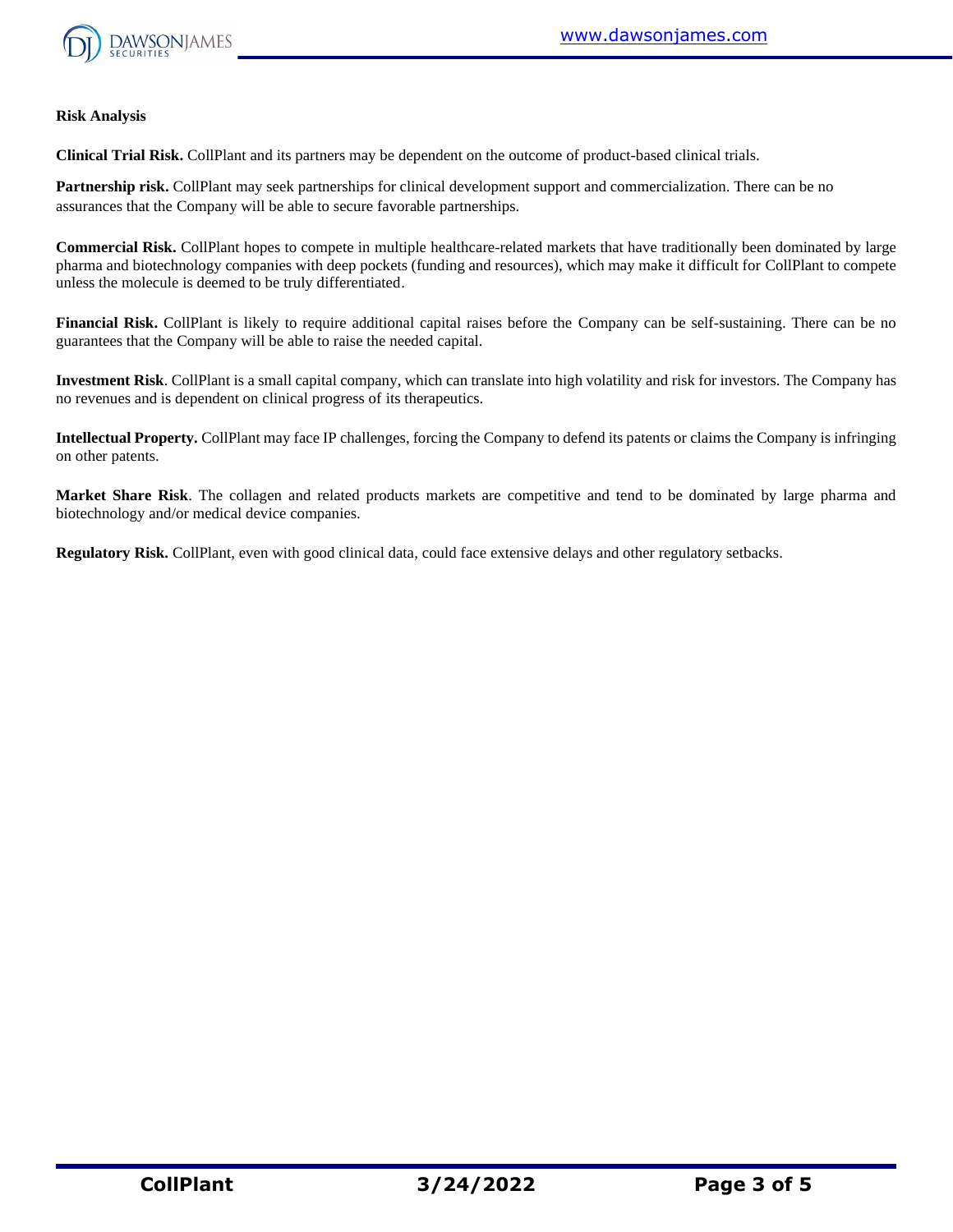**Risk Analysis**

**Clinical Trial Risk.** CollPlant and its partners may be dependent on the outcome of product-based clinical trials.

**Partnership risk.** CollPlant may seek partnerships for clinical development support and commercialization. There can be no assurances that the Company will be able to secure favorable partnerships.

**Commercial Risk.** CollPlant hopes to compete in multiple healthcare-related markets that have traditionally been dominated by large pharma and biotechnology companies with deep pockets (funding and resources), which may make it difficult for CollPlant to compete unless the molecule is deemed to be truly differentiated.

**Financial Risk.** CollPlant is likely to require additional capital raises before the Company can be self-sustaining. There can be no guarantees that the Company will be able to raise the needed capital.

**Investment Risk**. CollPlant is a small capital company, which can translate into high volatility and risk for investors. The Company has no revenues and is dependent on clinical progress of its therapeutics.

**Intellectual Property.** CollPlant may face IP challenges, forcing the Company to defend its patents or claims the Company is infringing on other patents.

**Market Share Risk**. The collagen and related products markets are competitive and tend to be dominated by large pharma and biotechnology and/or medical device companies.

**Regulatory Risk.** CollPlant, even with good clinical data, could face extensive delays and other regulatory setbacks.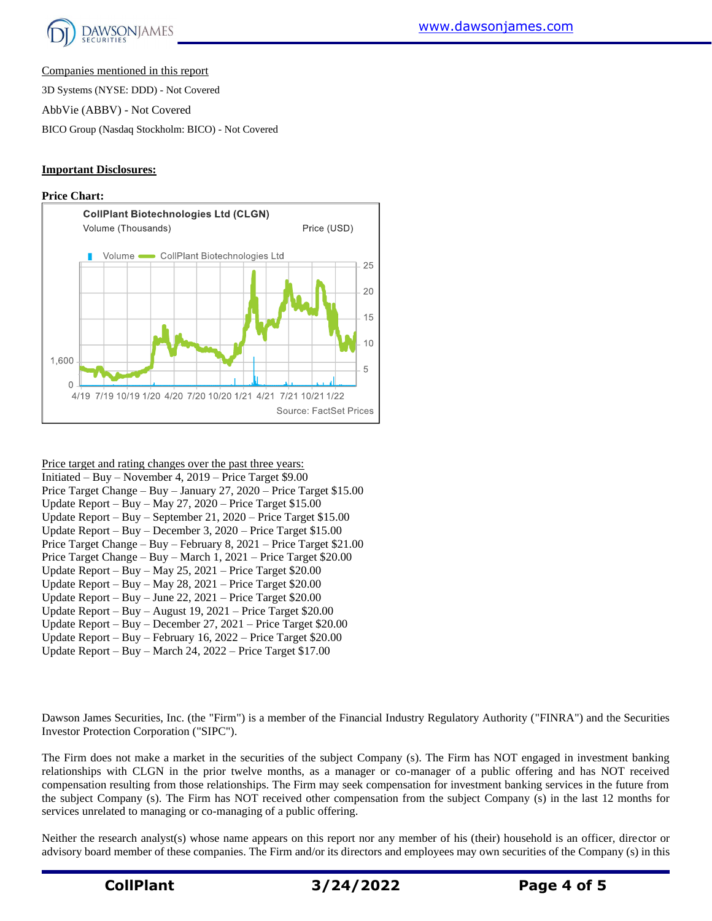Companies mentioned in this report

3D Systems (NYSE: DDD) - Not Covered

AbbVie (ABBV) - Not Covered

BICO Group (Nasdaq Stockholm: BICO) - Not Covered

**Important Disclosures:**

**Price Chart:**

Price target and rating changes over the past three years:

Initiated – Buy – November 4, 2019 – Price Target $9.00
Price Target Change – Buy – January 27, 2020 – Price Target $15.00
Update Report – Buy – May 27, 2020 – Price Target $15.00
Update Report – Buy – September 21, 2020 – Price Target $15.00
Update Report – Buy – December 3, 2020 – Price Target $15.00
Price Target Change – Buy – February 8, 2021 – Price Target $21.00
Price Target Change – Buy – March 1, 2021 – Price Target $20.00
Update Report – Buy – May 25, 2021 – Price Target $20.00
Update Report – Buy – May 28, 2021 – Price Target $20.00
Update Report – Buy – June 22, 2021 – Price Target $20.00
Update Report – Buy – August 19, 2021 – Price Target $20.00
Update Report – Buy – December 27, 2021 – Price Target $20.00
Update Report – Buy – February 16, 2022 – Price Target $20.00
Update Report – Buy – March 24, 2022 – Price Target $17.00

Dawson James Securities, Inc. (the "Firm") is a member of the Financial Industry Regulatory Authority ("FINRA") and the Securities Investor Protection Corporation ("SIPC").

The Firm does not make a market in the securities of the subject Company (s). The Firm has NOT engaged in investment banking relationships with CLGN in the prior twelve months, as a manager or co-manager of a public offering and has NOT received compensation resulting from those relationships. The Firm may seek compensation for investment banking services in the future from the subject Company (s). The Firm has NOT received other compensation from the subject Company (s) in the last 12 months for services unrelated to managing or co-managing of a public offering.

Neither the research analyst(s) whose name appears on this report nor any member of his (their) household is an officer, director or advisory board member of these companies. The Firm and/or its directors and employees may own securities of the Company (s) in this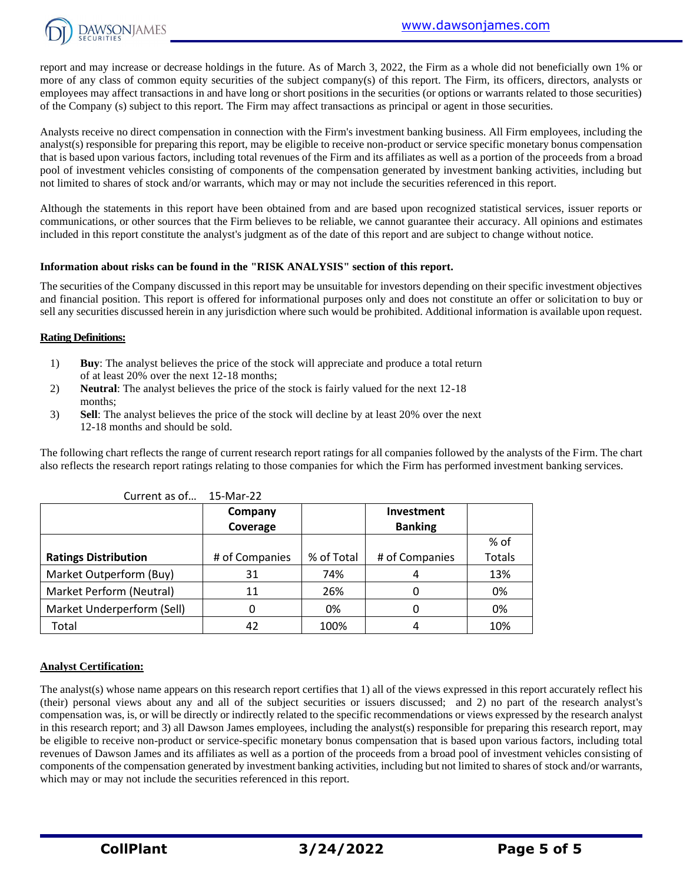report and may increase or decrease holdings in the future. As of March 3, 2022, the Firm as a whole did not beneficially own 1% or more of any class of common equity securities of the subject company(s) of this report. The Firm, its officers, directors, analysts or employees may affect transactions in and have long or short positions in the securities (or options or warrants related to those securities) of the Company (s) subject to this report. The Firm may affect transactions as principal or agent in those securities.

Analysts receive no direct compensation in connection with the Firm's investment banking business. All Firm employees, including the analyst(s) responsible for preparing this report, may be eligible to receive non-product or service specific monetary bonus compensation that is based upon various factors, including total revenues of the Firm and its affiliates as well as a portion of the proceeds from a broad pool of investment vehicles consisting of components of the compensation generated by investment banking activities, including but not limited to shares of stock and/or warrants, which may or may not include the securities referenced in this report.

Although the statements in this report have been obtained from and are based upon recognized statistical services, issuer reports or communications, or other sources that the Firm believes to be reliable, we cannot guarantee their accuracy. All opinions and estimates included in this report constitute the analyst's judgment as of the date of this report and are subject to change without notice.

**Information about risks can be found in the "RISK ANALYSIS" section of this report.**

The securities of the Company discussed in this report may be unsuitable for investors depending on their specific investment objectives and financial position. This report is offered for informational purposes only and does not constitute an offer or solicitation to buy or sell any securities discussed herein in any jurisdiction where such would be prohibited. Additional information is available upon request.

**Rating Definitions:**

1) **Buy**: The analyst believes the price of the stock will appreciate and produce a total return of at least 20% over the next 12-18 months;
2) **Neutral**: The analyst believes the price of the stock is fairly valued for the next 12-18 months;
3) **Sell**: The analyst believes the price of the stock will decline by at least 20% over the next 12-18 months and should be sold.

The following chart reflects the range of current research report ratings for all companies followed by the analysts of the Firm. The chart also reflects the research report ratings relating to those companies for which the Firm has performed investment banking services.

Current as of... 15-Mar-22

| | Company Coverage | | Investment Banking | |
|---|---|---|---|---|
| **Ratings Distribution** | # of Companies | % of Total | # of Companies | % of Totals |
| Market Outperform (Buy) | 31 | 74% | 4 | 13% |
| Market Perform (Neutral) | 11 | 26% | 0 | 0% |
| Market Underperform (Sell) | 0 | 0% | 0 | 0% |
| Total | 42 | 100% | 4 | 10% |

**Analyst Certification:**

The analyst(s) whose name appears on this research report certifies that 1) all of the views expressed in this report accurately reflect his (their) personal views about any and all of the subject securities or issuers discussed; and 2) no part of the research analyst's compensation was, is, or will be directly or indirectly related to the specific recommendations or views expressed by the research analyst in this research report; and 3) all Dawson James employees, including the analyst(s) responsible for preparing this research report, may be eligible to receive non-product or service-specific monetary bonus compensation that is based upon various factors, including total revenues of Dawson James and its affiliates as well as a portion of the proceeds from a broad pool of investment vehicles consisting of components of the compensation generated by investment banking activities, including but not limited to shares of stock and/or warrants, which may or may not include the securities referenced in this report.